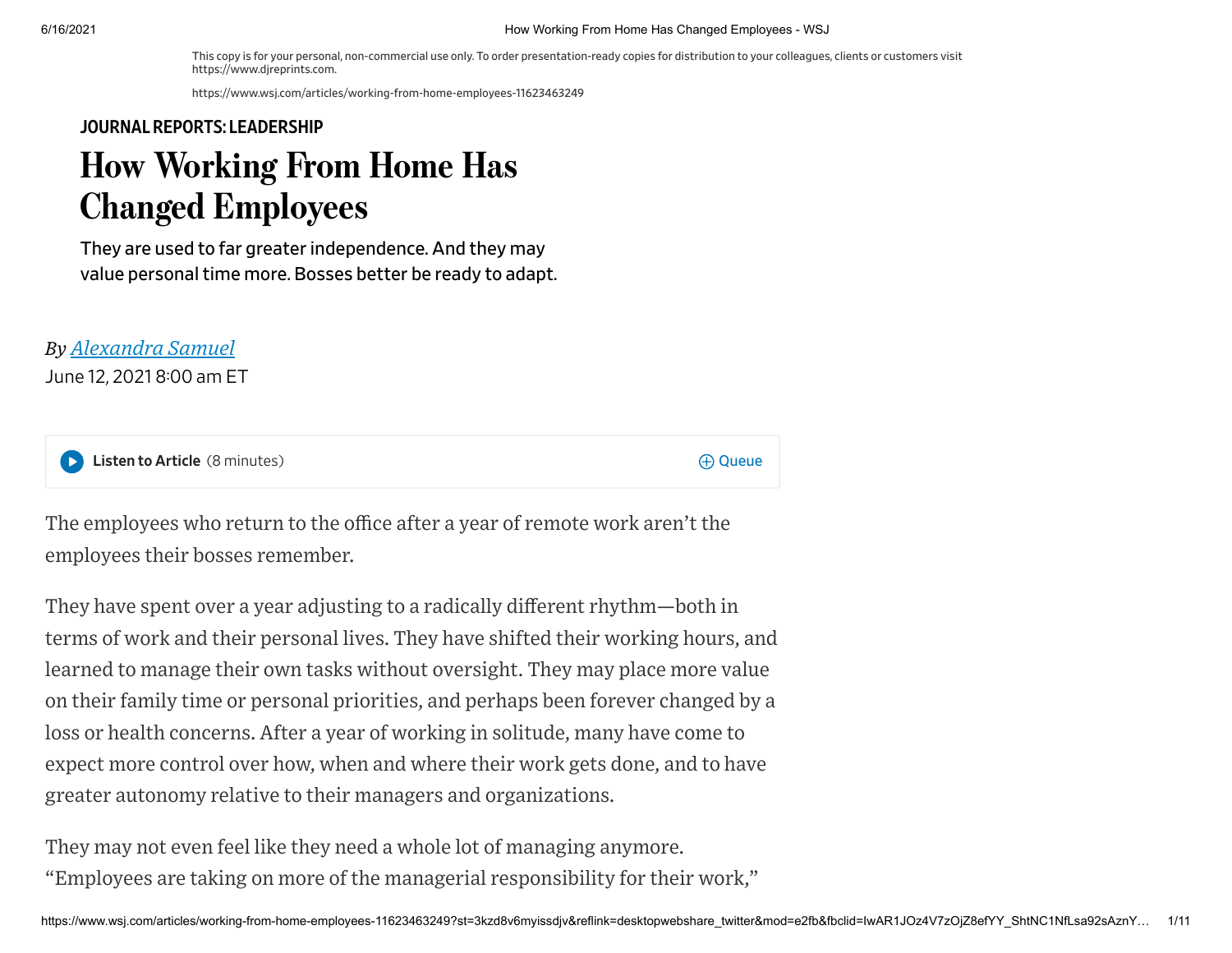This copy is for your personal, non-commercial use only. To order presentation-ready copies for distribution to your colleagues, clients or customers visit https://www.djreprints.com.

https://www.wsj.com/articles/working-from-home-employees-11623463249

**JOURNAL REPORTS: LEADERSHIP**

# How Working From Home Has Changed Employees

They are used to far greater independence. And they may value personal time more. Bosses better be ready to adapt.

*By Alexandra Samuel*

June 12, 2021 8:00 am ET

**Listen to Article** (8 minutes)

The employees who return to the office after a year of remote work aren't the employees their bosses remember.

They have spent over a year adjusting to a radically different rhythm—both in terms of work and their personal lives. They have shifted their working hours, and learned to manage their own tasks without oversight. They may place more value on their family time or personal priorities, and perhaps been forever changed by a loss or health concerns. After a year of working in solitude, many have come to expect more control over how, when and where their work gets done, and to have greater autonomy relative to their managers and organizations.

They may not even feel like they need a whole lot of managing anymore. "Employees are taking on more of the managerial responsibility for their work,"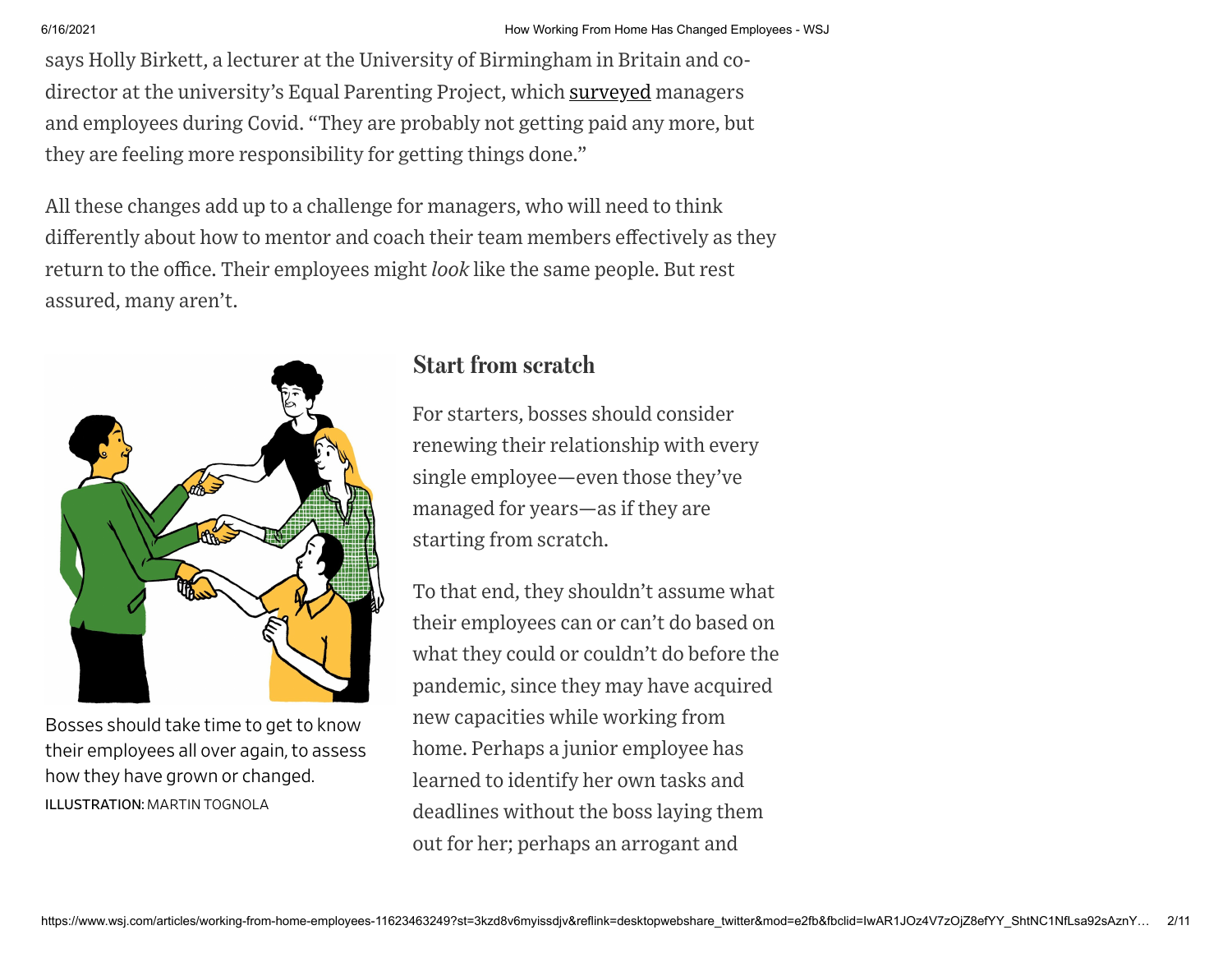says Holly Birkett, a lecturer at the University of Birmingham in Britain and co-director at the university's Equal Parenting Project, which surveyed managers and employees during Covid. "They are probably not getting paid any more, but they are feeling more responsibility for getting things done."

All these changes add up to a challenge for managers, who will need to think differently about how to mentor and coach their team members effectively as they return to the office. Their employees might *look* like the same people. But rest assured, many aren't.

Bosses should take time to get to know their employees all over again, to assess how they have grown or changed.
ILLUSTRATION: MARTIN TOGNOLA

## Start from scratch

For starters, bosses should consider renewing their relationship with every single employee—even those they've managed for years—as if they are starting from scratch.

To that end, they shouldn't assume what their employees can or can't do based on what they could or couldn't do before the pandemic, since they may have acquired new capacities while working from home. Perhaps a junior employee has learned to identify her own tasks and deadlines without the boss laying them out for her; perhaps an arrogant and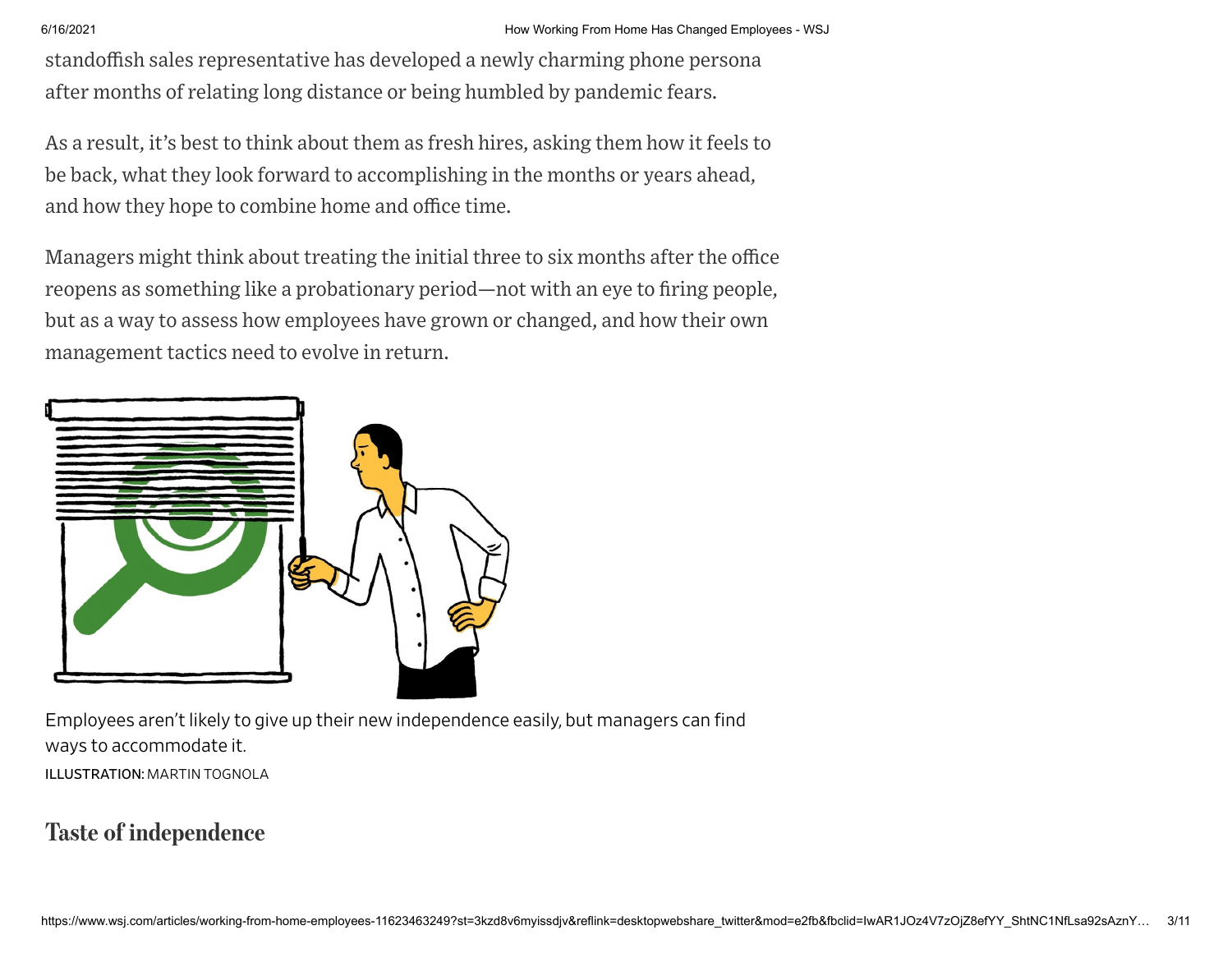standoffish sales representative has developed a newly charming phone persona after months of relating long distance or being humbled by pandemic fears.

As a result, it's best to think about them as fresh hires, asking them how it feels to be back, what they look forward to accomplishing in the months or years ahead, and how they hope to combine home and office time.

Managers might think about treating the initial three to six months after the office reopens as something like a probationary period—not with an eye to firing people, but as a way to assess how employees have grown or changed, and how their own management tactics need to evolve in return.

Employees aren't likely to give up their new independence easily, but managers can find ways to accommodate it.

ILLUSTRATION: MARTIN TOGNOLA

## Taste of independence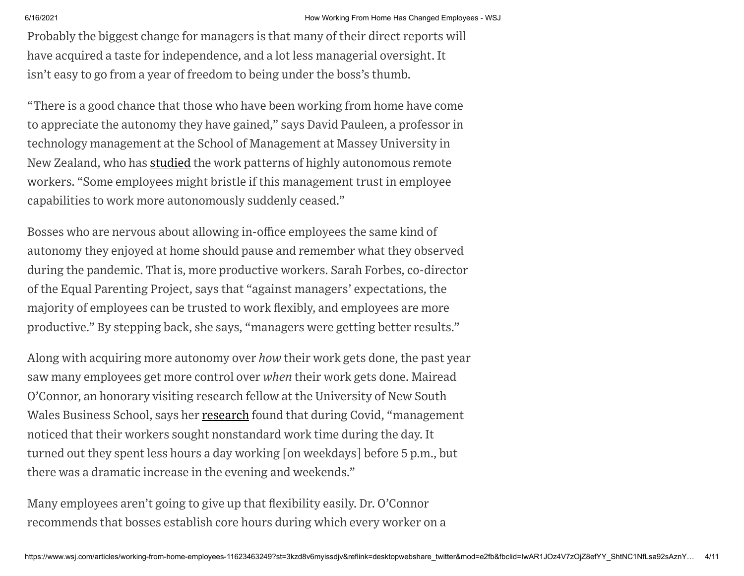Probably the biggest change for managers is that many of their direct reports will have acquired a taste for independence, and a lot less managerial oversight. It isn't easy to go from a year of freedom to being under the boss's thumb.

"There is a good chance that those who have been working from home have come to appreciate the autonomy they have gained," says David Pauleen, a professor in technology management at the School of Management at Massey University in New Zealand, who has studied the work patterns of highly autonomous remote workers. "Some employees might bristle if this management trust in employee capabilities to work more autonomously suddenly ceased."

Bosses who are nervous about allowing in-office employees the same kind of autonomy they enjoyed at home should pause and remember what they observed during the pandemic. That is, more productive workers. Sarah Forbes, co-director of the Equal Parenting Project, says that "against managers' expectations, the majority of employees can be trusted to work flexibly, and employees are more productive." By stepping back, she says, "managers were getting better results."

Along with acquiring more autonomy over *how* their work gets done, the past year saw many employees get more control over *when* their work gets done. Mairead O'Connor, an honorary visiting research fellow at the University of New South Wales Business School, says her research found that during Covid, "management noticed that their workers sought nonstandard work time during the day. It turned out they spent less hours a day working [on weekdays] before 5 p.m., but there was a dramatic increase in the evening and weekends."

Many employees aren't going to give up that flexibility easily. Dr. O'Connor recommends that bosses establish core hours during which every worker on a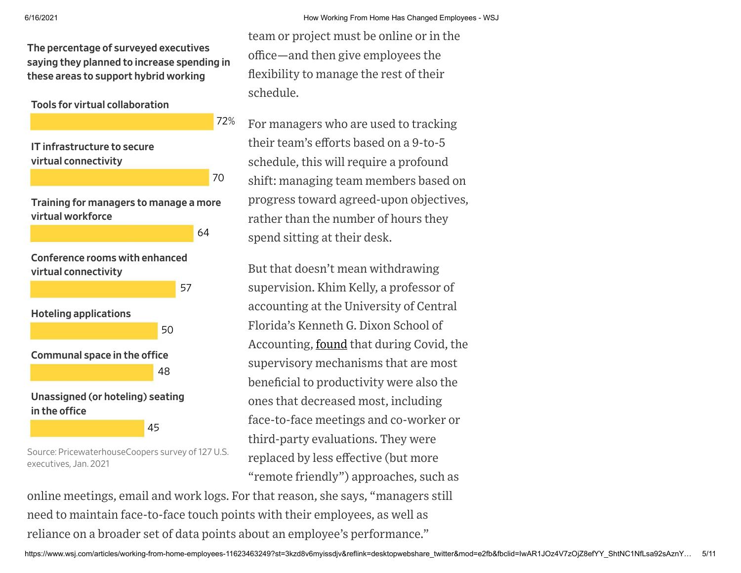**The percentage of surveyed executives saying they planned to increase spending in these areas to support hybrid working**

| Area | Percentage |
| --- | --- |
| Tools for virtual collaboration | 72% |
| IT infrastructure to secure virtual connectivity | 70 |
| Training for managers to manage a more virtual workforce | 64 |
| Conference rooms with enhanced virtual connectivity | 57 |
| Hoteling applications | 50 |
| Communal space in the office | 48 |
| Unassigned (or hoteling) seating in the office | 45 |

Source: PricewaterhouseCoopers survey of 127 U.S. executives, Jan. 2021

team or project must be online or in the office—and then give employees the flexibility to manage the rest of their schedule.

For managers who are used to tracking their team's efforts based on a 9-to-5 schedule, this will require a profound shift: managing team members based on progress toward agreed-upon objectives, rather than the number of hours they spend sitting at their desk.

But that doesn't mean withdrawing supervision. Khim Kelly, a professor of accounting at the University of Central Florida's Kenneth G. Dixon School of Accounting, found that during Covid, the supervisory mechanisms that are most beneficial to productivity were also the ones that decreased most, including face-to-face meetings and co-worker or third-party evaluations. They were replaced by less effective (but more "remote friendly") approaches, such as online meetings, email and work logs. For that reason, she says, "managers still need to maintain face-to-face touch points with their employees, as well as reliance on a broader set of data points about an employee's performance."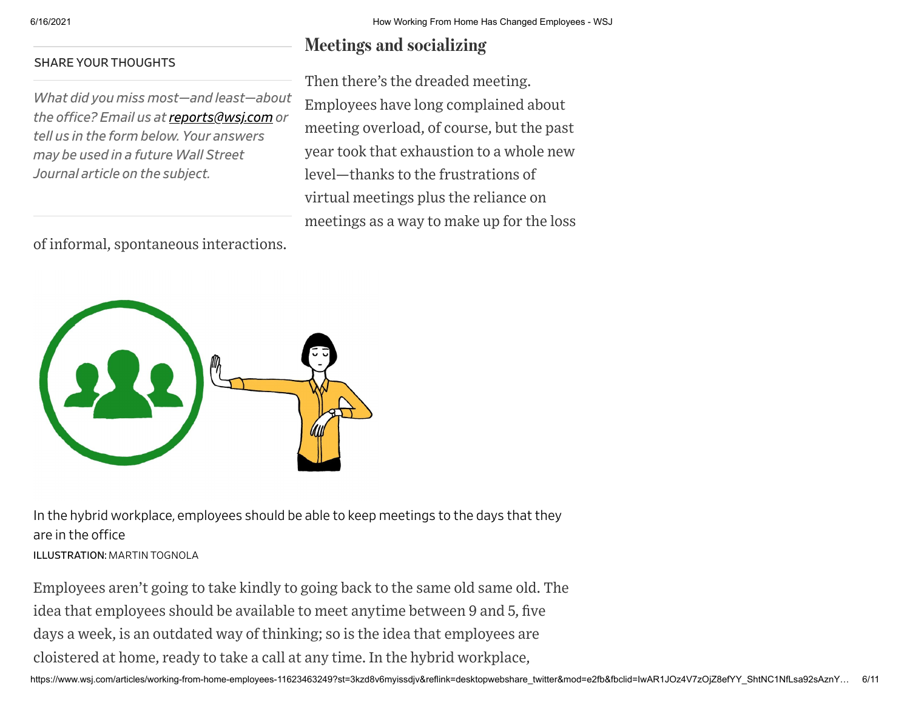SHARE YOUR THOUGHTS

*What did you miss most—and least—about the office? Email us at [reports@wsj.com](mailto:reports@wsj.com) or tell us in the form below. Your answers may be used in a future Wall Street Journal article on the subject.*

## Meetings and socializing

Then there's the dreaded meeting. Employees have long complained about meeting overload, of course, but the past year took that exhaustion to a whole new level—thanks to the frustrations of virtual meetings plus the reliance on meetings as a way to make up for the loss of informal, spontaneous interactions.

In the hybrid workplace, employees should be able to keep meetings to the days that they are in the office

ILLUSTRATION: MARTIN TOGNOLA

Employees aren't going to take kindly to going back to the same old same old. The idea that employees should be available to meet anytime between 9 and 5, five days a week, is an outdated way of thinking; so is the idea that employees are cloistered at home, ready to take a call at any time. In the hybrid workplace,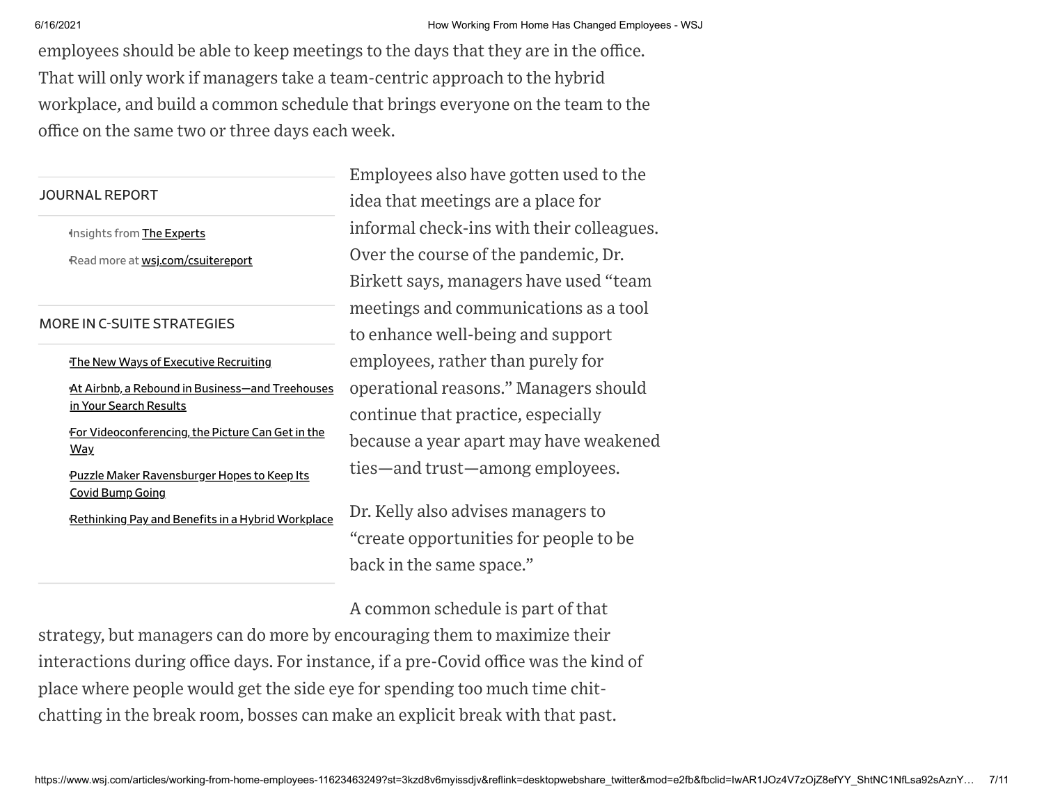employees should be able to keep meetings to the days that they are in the office. That will only work if managers take a team-centric approach to the hybrid workplace, and build a common schedule that brings everyone on the team to the office on the same two or three days each week.

JOURNAL REPORT

- Insights from The Experts
- Read more at wsj.com/csuitereport

MORE IN C-SUITE STRATEGIES

- The New Ways of Executive Recruiting
- At Airbnb, a Rebound in Business—and Treehouses in Your Search Results
- For Videoconferencing, the Picture Can Get in the Way
- Puzzle Maker Ravensburger Hopes to Keep Its Covid Bump Going
- Rethinking Pay and Benefits in a Hybrid Workplace

Employees also have gotten used to the idea that meetings are a place for informal check-ins with their colleagues. Over the course of the pandemic, Dr. Birkett says, managers have used "team meetings and communications as a tool to enhance well-being and support employees, rather than purely for operational reasons." Managers should continue that practice, especially because a year apart may have weakened ties—and trust—among employees.

Dr. Kelly also advises managers to "create opportunities for people to be back in the same space."

A common schedule is part of that strategy, but managers can do more by encouraging them to maximize their interactions during office days. For instance, if a pre-Covid office was the kind of place where people would get the side eye for spending too much time chit-chatting in the break room, bosses can make an explicit break with that past.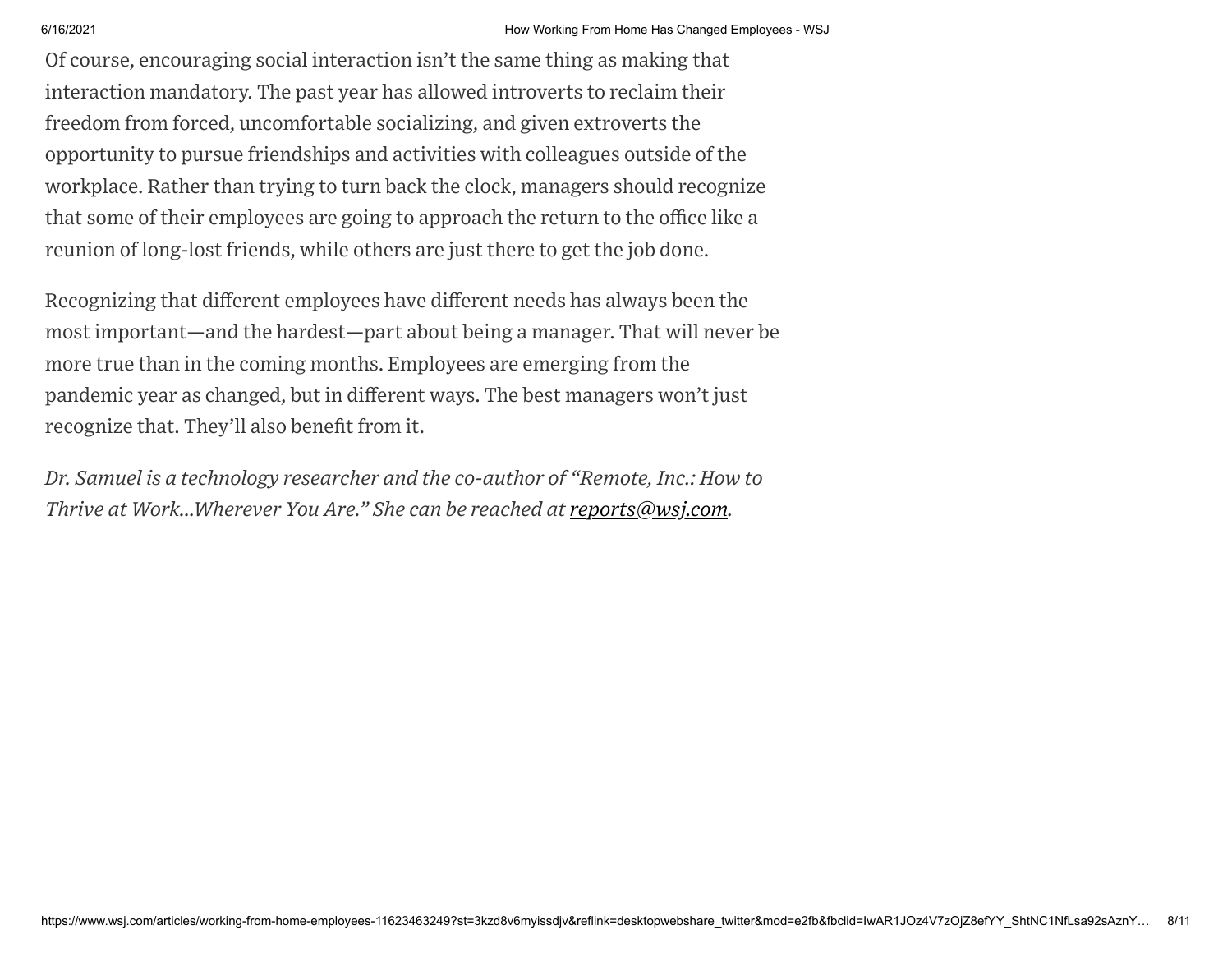Of course, encouraging social interaction isn't the same thing as making that interaction mandatory. The past year has allowed introverts to reclaim their freedom from forced, uncomfortable socializing, and given extroverts the opportunity to pursue friendships and activities with colleagues outside of the workplace. Rather than trying to turn back the clock, managers should recognize that some of their employees are going to approach the return to the office like a reunion of long-lost friends, while others are just there to get the job done.

Recognizing that different employees have different needs has always been the most important—and the hardest—part about being a manager. That will never be more true than in the coming months. Employees are emerging from the pandemic year as changed, but in different ways. The best managers won't just recognize that. They'll also benefit from it.

*Dr. Samuel is a technology researcher and the co-author of "Remote, Inc.: How to Thrive at Work...Wherever You Are." She can be reached at reports@wsj.com.*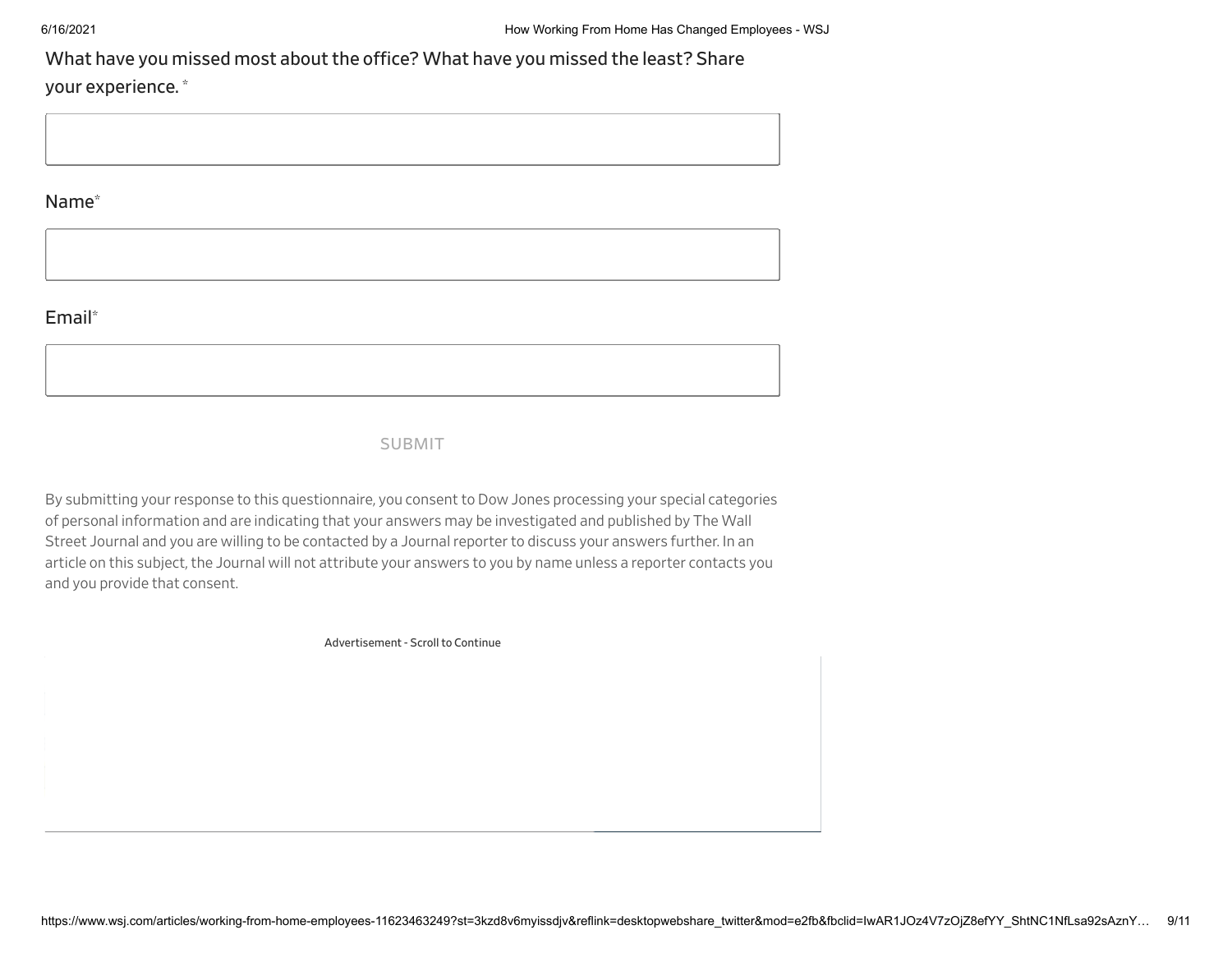What have you missed most about the office? What have you missed the least? Share your experience. *

Name*

Email*

SUBMIT

By submitting your response to this questionnaire, you consent to Dow Jones processing your special categories of personal information and are indicating that your answers may be investigated and published by The Wall Street Journal and you are willing to be contacted by a Journal reporter to discuss your answers further. In an article on this subject, the Journal will not attribute your answers to you by name unless a reporter contacts you and you provide that consent.

Advertisement - Scroll to Continue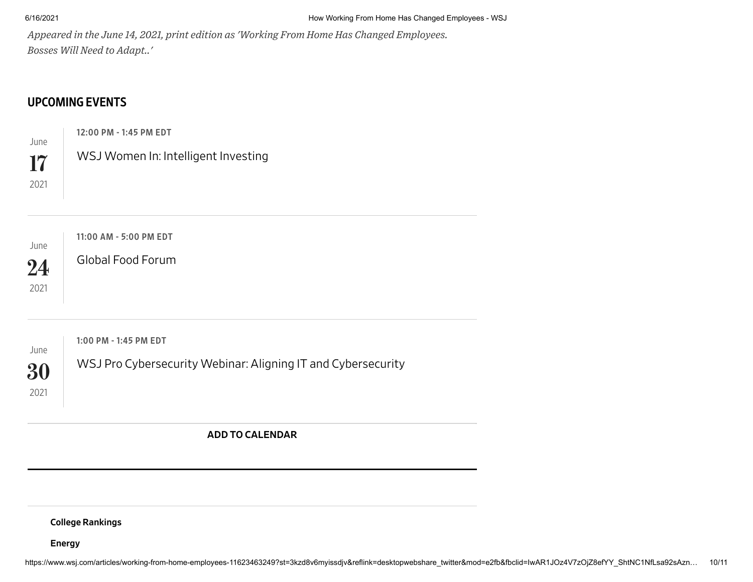*Appeared in the June 14, 2021, print edition as 'Working From Home Has Changed Employees. Bosses Will Need to Adapt..'*

## UPCOMING EVENTS

June
**17**
2021

**12:00 PM - 1:45 PM EDT**

WSJ Women In: Intelligent Investing

---

June
**24**
2021

**11:00 AM - 5:00 PM EDT**

Global Food Forum

---

June
**30**
2021

**1:00 PM - 1:45 PM EDT**

WSJ Pro Cybersecurity Webinar: Aligning IT and Cybersecurity

---

**ADD TO CALENDAR**

---

**College Rankings**

**Energy**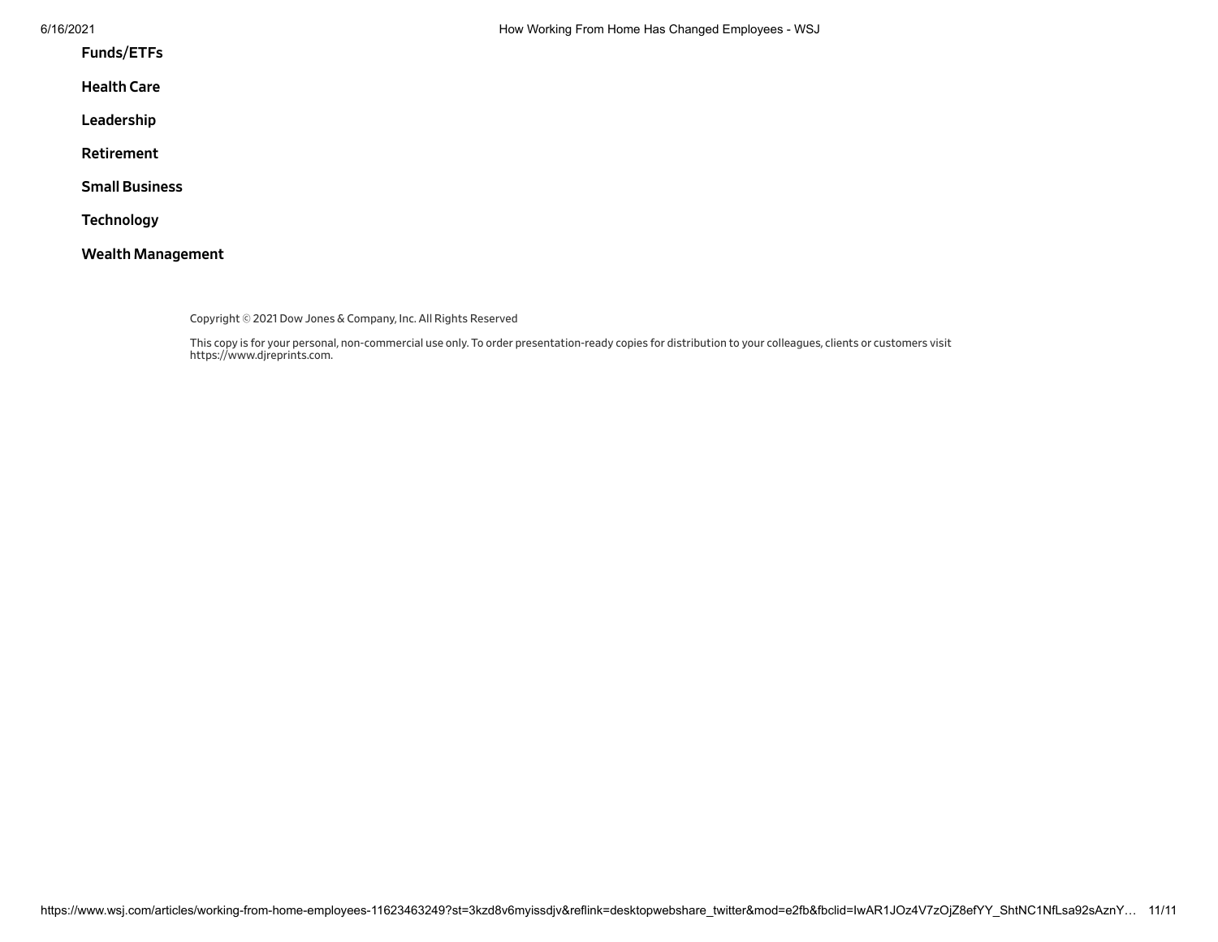**Funds/ETFs**

**Health Care**

**Leadership**

**Retirement**

**Small Business**

**Technology**

**Wealth Management**

Copyright © 2021 Dow Jones & Company, Inc. All Rights Reserved

This copy is for your personal, non-commercial use only. To order presentation-ready copies for distribution to your colleagues, clients or customers visit https://www.djreprints.com.